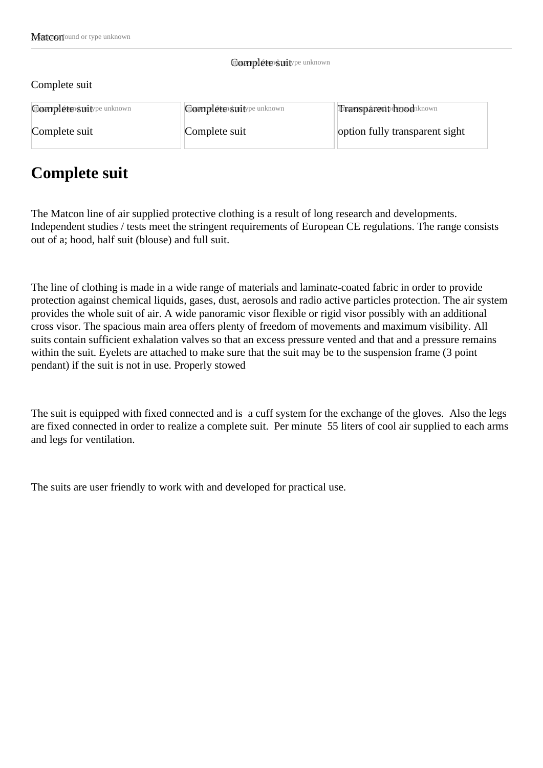Matcon

Complete suit

Complete suit

| Complete suit | Complete suit | Transparent hood |
| --- | --- | --- |
| Complete suit | Complete suit | option fully transparent sight |

# Complete suit

The Matcon line of air supplied protective clothing is a result of long research and developments. Independent studies / tests meet the stringent requirements of European CE regulations. The range consists out of a; hood, half suit (blouse) and full suit.

The line of clothing is made in a wide range of materials and laminate-coated fabric in order to provide protection against chemical liquids, gases, dust, aerosols and radio active particles protection. The air system provides the whole suit of air. A wide panoramic visor flexible or rigid visor possibly with an additional cross visor. The spacious main area offers plenty of freedom of movements and maximum visibility. All suits contain sufficient exhalation valves so that an excess pressure vented and that and a pressure remains within the suit. Eyelets are attached to make sure that the suit may be to the suspension frame (3 point pendant) if the suit is not in use. Properly stowed

The suit is equipped with fixed connected and is  a cuff system for the exchange of the gloves.  Also the legs are fixed connected in order to realize a complete suit.  Per minute  55 liters of cool air supplied to each arms and legs for ventilation.

The suits are user friendly to work with and developed for practical use.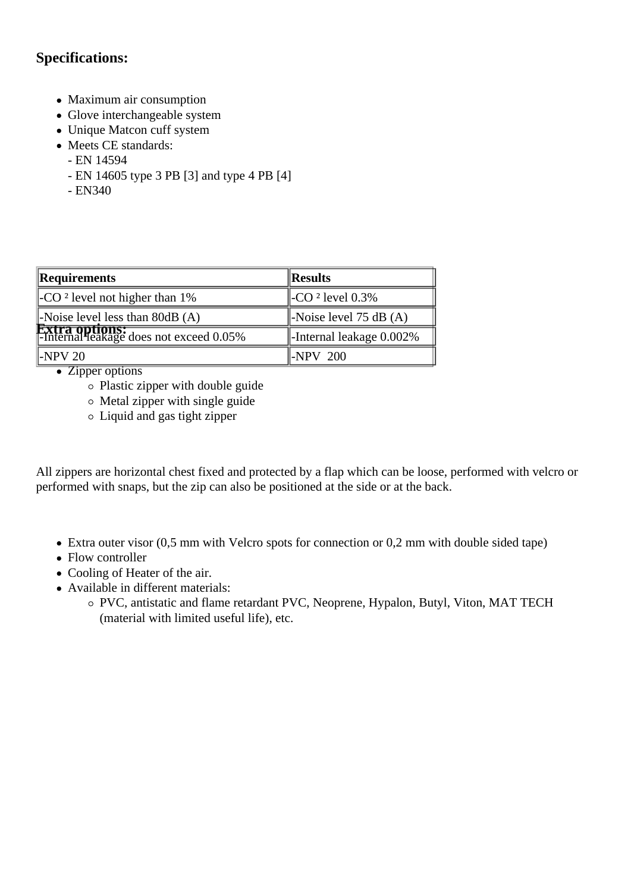### Specifications:

- Maximum air consumption
- Glove interchangeable system
- Unique Matcon cuff system
- Meets CE standards:
  - EN 14594
  - EN 14605 type 3 PB [3] and type 4 PB [4]
  - EN340

| Requirements | Results |
|---|---|
| -$CO_2$ level not higher than 1% | -$CO_2$ level 0.3% |
| -Noise level less than 80dB (A) | -Noise level 75 dB (A) |
| -Internal leakage does not exceed 0.05% | -Internal leakage 0.002% |
| -NPV 20 | -NPV 200 |

### Extra options:

- Zipper options
  - Plastic zipper with double guide
  - Metal zipper with single guide
  - Liquid and gas tight zipper

All zippers are horizontal chest fixed and protected by a flap which can be loose, performed with velcro or performed with snaps, but the zip can also be positioned at the side or at the back.

- Extra outer visor (0,5 mm with Velcro spots for connection or 0,2 mm with double sided tape)
- Flow controller
- Cooling of Heater of the air.
- Available in different materials:
  - PVC, antistatic and flame retardant PVC, Neoprene, Hypalon, Butyl, Viton, MAT TECH (material with limited useful life), etc.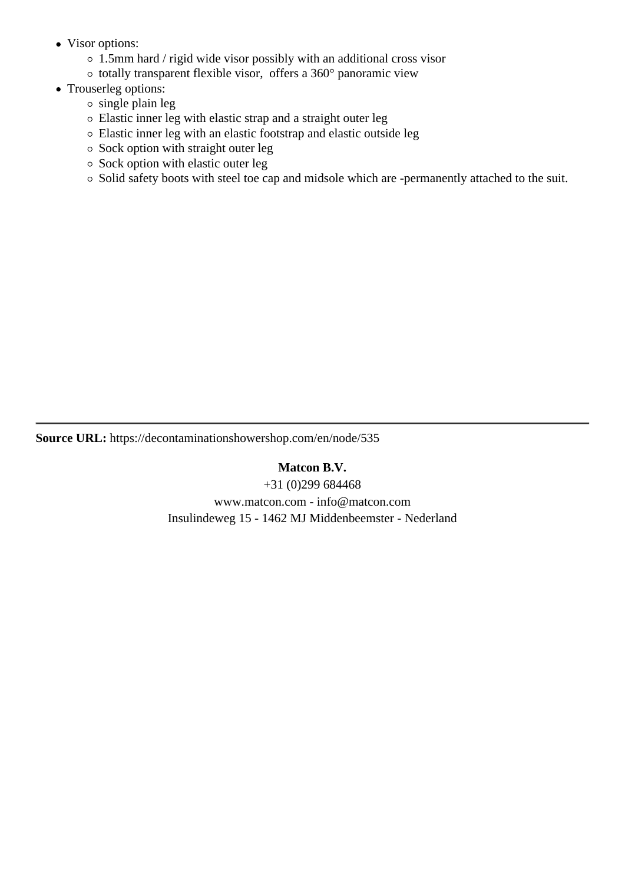- Visor options:
  - 1.5mm hard / rigid wide visor possibly with an additional cross visor
  - totally transparent flexible visor,  offers a 360° panoramic view
- Trouserleg options:
  - single plain leg
  - Elastic inner leg with elastic strap and a straight outer leg
  - Elastic inner leg with an elastic footstrap and elastic outside leg
  - Sock option with straight outer leg
  - Sock option with elastic outer leg
  - Solid safety boots with steel toe cap and midsole which are -permanently attached to the suit.

---

**Source URL:** https://decontaminationshowershop.com/en/node/535

**Matcon B.V.**
+31 (0)299 684468
www.matcon.com - info@matcon.com
Insulindeweg 15 - 1462 MJ Middenbeemster - Nederland